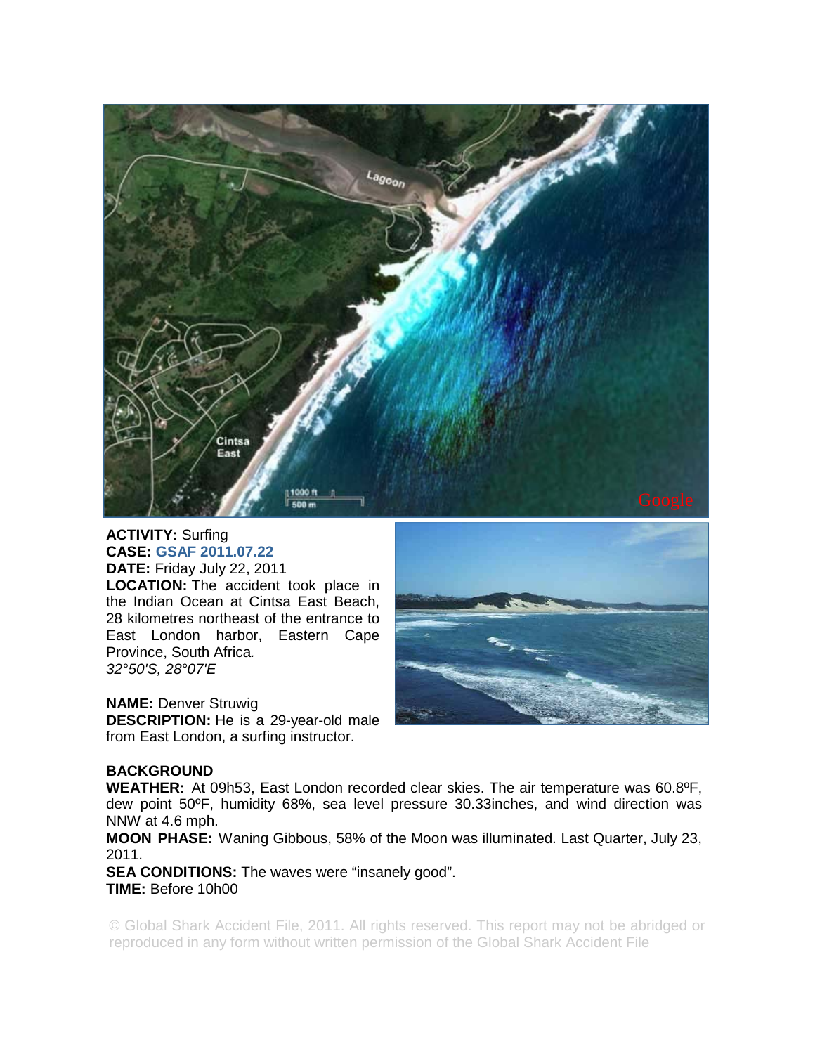**ACTIVITY:** Surfing
**CASE:** **GSAF 2011.07.22**
**DATE:** Friday July 22, 2011
**LOCATION:** The accident took place in the Indian Ocean at Cintsa East Beach, 28 kilometres northeast of the entrance to East London harbor, Eastern Cape Province, South Africa.
*32°50'S, 28°07'E*

**NAME:** Denver Struwig
**DESCRIPTION:** He is a 29-year-old male from East London, a surfing instructor.

**BACKGROUND**
**WEATHER:** At 09h53, East London recorded clear skies. The air temperature was 60.8ºF, dew point 50ºF, humidity 68%, sea level pressure 30.33inches, and wind direction was NNW at 4.6 mph.
**MOON PHASE:** Waning Gibbous, 58% of the Moon was illuminated. Last Quarter, July 23, 2011.
**SEA CONDITIONS:** The waves were "insanely good".
**TIME:** Before 10h00

© Global Shark Accident File, 2011. All rights reserved. This report may not be abridged or reproduced in any form without written permission of the Global Shark Accident File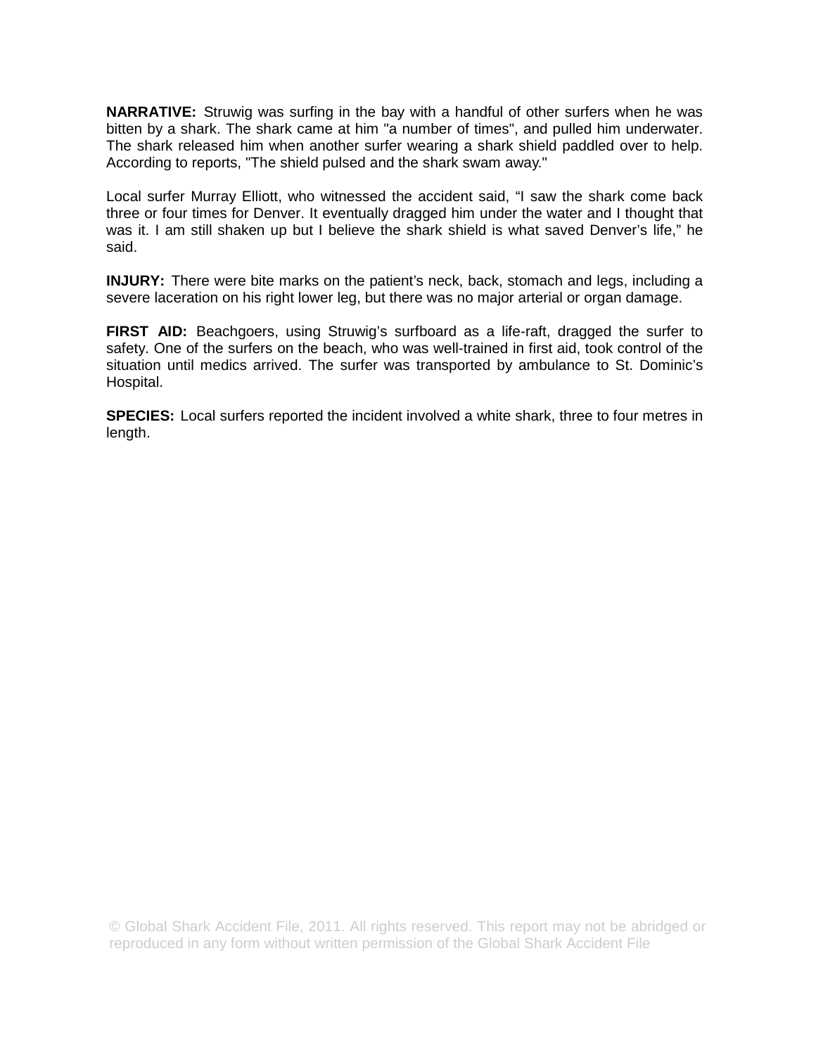**NARRATIVE:** Struwig was surfing in the bay with a handful of other surfers when he was bitten by a shark. The shark came at him "a number of times", and pulled him underwater. The shark released him when another surfer wearing a shark shield paddled over to help. According to reports, "The shield pulsed and the shark swam away."

Local surfer Murray Elliott, who witnessed the accident said, “I saw the shark come back three or four times for Denver. It eventually dragged him under the water and I thought that was it. I am still shaken up but I believe the shark shield is what saved Denver’s life,” he said.

**INJURY:** There were bite marks on the patient’s neck, back, stomach and legs, including a severe laceration on his right lower leg, but there was no major arterial or organ damage.

**FIRST AID:** Beachgoers, using Struwig’s surfboard as a life-raft, dragged the surfer to safety. One of the surfers on the beach, who was well-trained in first aid, took control of the situation until medics arrived. The surfer was transported by ambulance to St. Dominic’s Hospital.

**SPECIES:** Local surfers reported the incident involved a white shark, three to four metres in length.

© Global Shark Accident File, 2011. All rights reserved. This report may not be abridged or reproduced in any form without written permission of the Global Shark Accident File